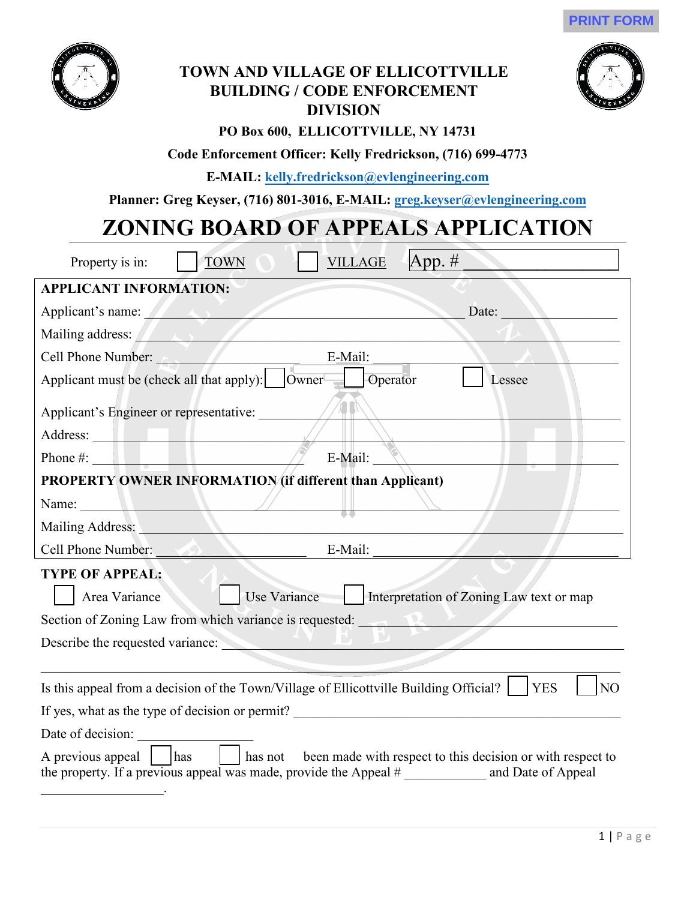PRINT FORM

# TOWN AND VILLAGE OF ELLICOTTVILLE BUILDING / CODE ENFORCEMENT DIVISION

**PO Box 600, ELLICOTTVILLE, NY 14731**

**Code Enforcement Officer: Kelly Fredrickson, (716) 699-4773**

**E-MAIL: kelly.fredrickson@evlengineering.com**

**Planner: Greg Keyser, (716) 801-3016, E-MAIL: greg.keyser@evlengineering.com**

# ZONING BOARD OF APPEALS APPLICATION

Property is in: ☐ TOWN ☐ VILLAGE App. # ____________________

**APPLICANT INFORMATION:**

Applicant's name: ______________________________________________ Date: ________________

Mailing address: ______________________________________________________________________

Cell Phone Number: ______________________ E-Mail: ______________________________________

Applicant must be (check all that apply): ☐ Owner ☐ Operator ☐ Lessee

Applicant's Engineer or representative: ________________________________________________

Address: _____________________________________________________________________________

Phone #: ______________________________ E-Mail: ______________________________________

**PROPERTY OWNER INFORMATION (if different than Applicant)**

Name: ________________________________________________________________________________

Mailing Address: ______________________________________________________________________

Cell Phone Number: ______________________ E-Mail: ______________________________________

**TYPE OF APPEAL:**

☐ Area Variance ☐ Use Variance ☐ Interpretation of Zoning Law text or map

Section of Zoning Law from which variance is requested: _______________________________________

Describe the requested variance: _______________________________________________________________

______________________________________________________________________________________

Is this appeal from a decision of the Town/Village of Ellicottville Building Official? ☐ YES ☐ NO

If yes, what as the type of decision or permit? _________________________________________________

Date of decision: __________________

A previous appeal ☐ has ☐ has not been made with respect to this decision or with respect to the property. If a previous appeal was made, provide the Appeal # ____________ and Date of Appeal __________________.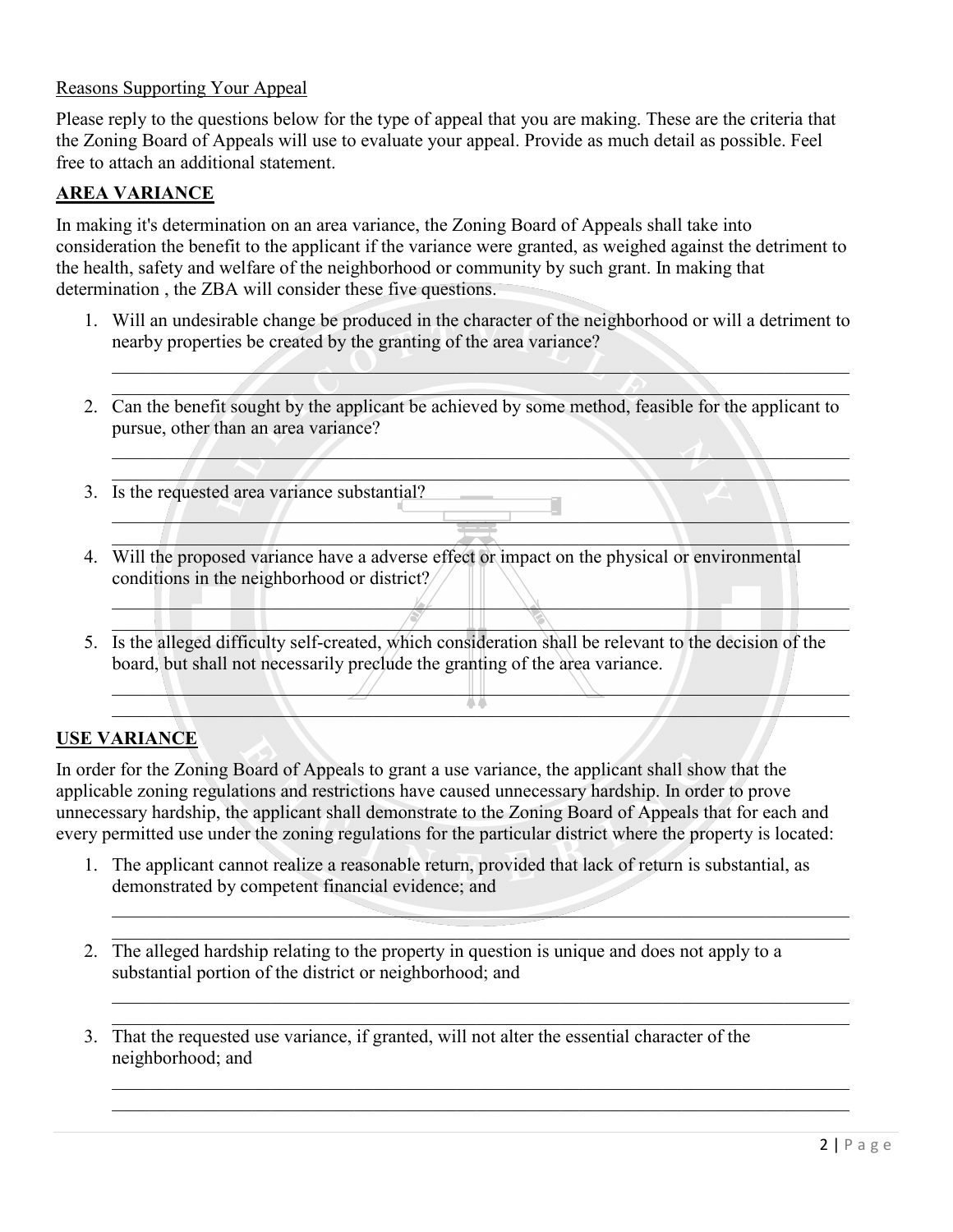Reasons Supporting Your Appeal

Please reply to the questions below for the type of appeal that you are making. These are the criteria that the Zoning Board of Appeals will use to evaluate your appeal. Provide as much detail as possible. Feel free to attach an additional statement.

## AREA VARIANCE

In making it's determination on an area variance, the Zoning Board of Appeals shall take into consideration the benefit to the applicant if the variance were granted, as weighed against the detriment to the health, safety and welfare of the neighborhood or community by such grant. In making that determination , the ZBA will consider these five questions.

1. Will an undesirable change be produced in the character of the neighborhood or will a detriment to nearby properties be created by the granting of the area variance?

   ______________________________________________________________________________
   ______________________________________________________________________________

2. Can the benefit sought by the applicant be achieved by some method, feasible for the applicant to pursue, other than an area variance?

   ______________________________________________________________________________
   ______________________________________________________________________________

3. Is the requested area variance substantial?

   ______________________________________________________________________________
   ______________________________________________________________________________

4. Will the proposed variance have a adverse effect or impact on the physical or environmental conditions in the neighborhood or district?

   ______________________________________________________________________________
   ______________________________________________________________________________

5. Is the alleged difficulty self-created, which consideration shall be relevant to the decision of the board, but shall not necessarily preclude the granting of the area variance.

   ______________________________________________________________________________
   ______________________________________________________________________________

## USE VARIANCE

In order for the Zoning Board of Appeals to grant a use variance, the applicant shall show that the applicable zoning regulations and restrictions have caused unnecessary hardship. In order to prove unnecessary hardship, the applicant shall demonstrate to the Zoning Board of Appeals that for each and every permitted use under the zoning regulations for the particular district where the property is located:

1. The applicant cannot realize a reasonable return, provided that lack of return is substantial, as demonstrated by competent financial evidence; and

   ______________________________________________________________________________
   ______________________________________________________________________________

2. The alleged hardship relating to the property in question is unique and does not apply to a substantial portion of the district or neighborhood; and

   ______________________________________________________________________________
   ______________________________________________________________________________

3. That the requested use variance, if granted, will not alter the essential character of the neighborhood; and

   ______________________________________________________________________________
   ______________________________________________________________________________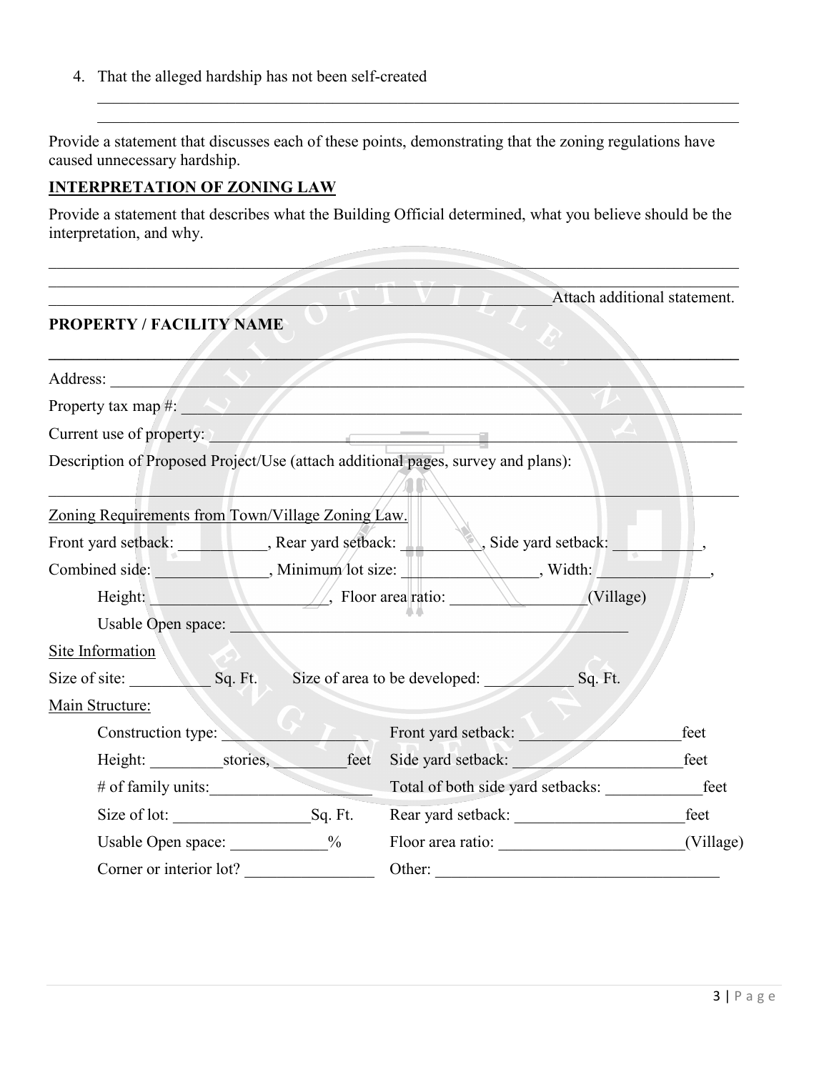4. That the alleged hardship has not been self-created

\_\_\_\_\_\_\_\_\_\_\_\_\_\_\_\_\_\_\_\_\_\_\_\_\_\_\_\_\_\_\_\_\_\_\_\_\_\_\_\_\_\_\_\_\_\_\_\_\_\_\_\_\_\_\_\_\_\_\_\_\_\_\_\_\_\_\_\_\_\_\_\_

\_\_\_\_\_\_\_\_\_\_\_\_\_\_\_\_\_\_\_\_\_\_\_\_\_\_\_\_\_\_\_\_\_\_\_\_\_\_\_\_\_\_\_\_\_\_\_\_\_\_\_\_\_\_\_\_\_\_\_\_\_\_\_\_\_\_\_\_\_\_\_\_

Provide a statement that discusses each of these points, demonstrating that the zoning regulations have caused unnecessary hardship.

## INTERPRETATION OF ZONING LAW

Provide a statement that describes what the Building Official determined, what you believe should be the interpretation, and why.

\_\_\_\_\_\_\_\_\_\_\_\_\_\_\_\_\_\_\_\_\_\_\_\_\_\_\_\_\_\_\_\_\_\_\_\_\_\_\_\_\_\_\_\_\_\_\_\_\_\_\_\_\_\_\_\_\_\_\_\_\_\_\_\_\_\_\_\_\_\_\_\_\_\_\_\_

\_\_\_\_\_\_\_\_\_\_\_\_\_\_\_\_\_\_\_\_\_\_\_\_\_\_\_\_\_\_\_\_\_\_\_\_\_\_\_\_\_\_\_\_\_\_\_\_\_\_\_\_\_\_\_\_\_\_\_\_\_\_\_\_\_\_\_\_\_\_\_\_\_\_\_\_

\_\_\_\_\_\_\_\_\_\_\_\_\_\_\_\_\_\_\_\_\_\_\_\_\_\_\_\_\_\_\_\_\_\_\_\_\_\_\_\_\_\_\_\_\_\_\_\_\_\_\_\_\_\_\_\_\_\_\_\_\_Attach additional statement.

## PROPERTY / FACILITY NAME

\_\_\_\_\_\_\_\_\_\_\_\_\_\_\_\_\_\_\_\_\_\_\_\_\_\_\_\_\_\_\_\_\_\_\_\_\_\_\_\_\_\_\_\_\_\_\_\_\_\_\_\_\_\_\_\_\_\_\_\_\_\_\_\_\_\_\_\_\_\_\_\_\_\_\_\_

Address: \_\_\_\_\_\_\_\_\_\_\_\_\_\_\_\_\_\_\_\_\_\_\_\_\_\_\_\_\_\_\_\_\_\_\_\_\_\_\_\_\_\_\_\_\_\_\_\_\_\_\_\_\_\_\_\_\_\_\_\_\_\_\_\_\_\_\_\_\_

Property tax map #: \_\_\_\_\_\_\_\_\_\_\_\_\_\_\_\_\_\_\_\_\_\_\_\_\_\_\_\_\_\_\_\_\_\_\_\_\_\_\_\_\_\_\_\_\_\_\_\_\_\_\_\_\_\_\_\_\_\_\_\_\_

Current use of property: \_\_\_\_\_\_\_\_\_\_\_\_\_\_\_\_\_\_\_\_\_\_\_\_\_\_\_\_\_\_\_\_\_\_\_\_\_\_\_\_\_\_\_\_\_\_\_\_\_\_\_\_\_\_\_\_\_

Description of Proposed Project/Use (attach additional pages, survey and plans):

\_\_\_\_\_\_\_\_\_\_\_\_\_\_\_\_\_\_\_\_\_\_\_\_\_\_\_\_\_\_\_\_\_\_\_\_\_\_\_\_\_\_\_\_\_\_\_\_\_\_\_\_\_\_\_\_\_\_\_\_\_\_\_\_\_\_\_\_\_\_\_\_\_\_\_\_

Zoning Requirements from Town/Village Zoning Law.

Front yard setback: \_\_\_\_\_\_\_\_\_\_, Rear yard setback: \_\_\_\_\_\_\_\_\_\_, Side yard setback: \_\_\_\_\_\_\_\_\_\_,

Combined side: \_\_\_\_\_\_\_\_\_\_\_\_\_, Minimum lot size: \_\_\_\_\_\_\_\_\_\_\_\_\_\_\_\_, Width: \_\_\_\_\_\_\_\_\_\_\_\_\_,

Height: \_\_\_\_\_\_\_\_\_\_\_\_\_\_\_\_\_\_\_\_, Floor area ratio: \_\_\_\_\_\_\_\_\_\_\_\_\_\_\_\_(Village)

Usable Open space: \_\_\_\_\_\_\_\_\_\_\_\_\_\_\_\_\_\_\_\_\_\_\_\_\_\_\_\_\_\_\_\_\_\_\_\_\_\_\_\_\_\_\_\_\_\_\_\_

Site Information

Size of site: \_\_\_\_\_\_\_\_\_\_ Sq. Ft. Size of area to be developed: \_\_\_\_\_\_\_\_\_\_ Sq. Ft.

Main Structure:

Construction type: \_\_\_\_\_\_\_\_\_\_\_\_\_\_\_\_\_ Front yard setback: \_\_\_\_\_\_\_\_\_\_\_\_\_\_\_\_\_\_\_\_feet

Height: \_\_\_\_\_\_\_\_\_stories, \_\_\_\_\_\_\_\_\_feet Side yard setback: \_\_\_\_\_\_\_\_\_\_\_\_\_\_\_\_\_\_\_\_\_feet

\# of family units:\_\_\_\_\_\_\_\_\_\_\_\_\_\_\_\_\_\_\_ Total of both side yard setbacks: \_\_\_\_\_\_\_\_\_\_\_\_feet

Size of lot: \_\_\_\_\_\_\_\_\_\_\_\_\_\_\_\_\_Sq. Ft. Rear yard setback: \_\_\_\_\_\_\_\_\_\_\_\_\_\_\_\_\_\_\_\_\_feet

Usable Open space: \_\_\_\_\_\_\_\_\_\_\_\_% Floor area ratio: \_\_\_\_\_\_\_\_\_\_\_\_\_\_\_\_\_\_\_\_\_\_(Village)

Corner or interior lot? \_\_\_\_\_\_\_\_\_\_\_\_\_\_\_\_ Other: \_\_\_\_\_\_\_\_\_\_\_\_\_\_\_\_\_\_\_\_\_\_\_\_\_\_\_\_\_\_\_\_\_\_\_\_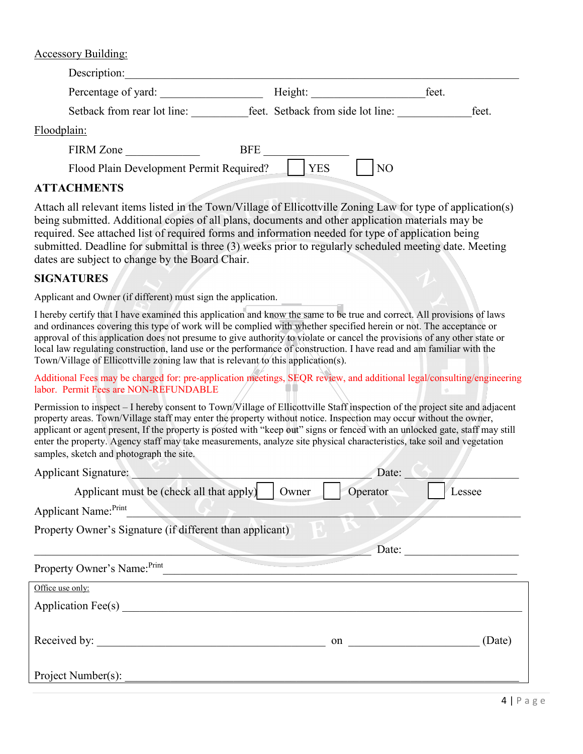Accessory Building:

Description: ___________________________________________________________

Percentage of yard: _______________ Height: _________________ feet.

Setback from rear lot line: _________ feet. Setback from side lot line: ___________ feet.

Floodplain:

FIRM Zone ___________ BFE _____________

Flood Plain Development Permit Required? ☐ YES ☐ NO

## ATTACHMENTS

Attach all relevant items listed in the Town/Village of Ellicottville Zoning Law for type of application(s) being submitted. Additional copies of all plans, documents and other application materials may be required. See attached list of required forms and information needed for type of application being submitted. Deadline for submittal is three (3) weeks prior to regularly scheduled meeting date. Meeting dates are subject to change by the Board Chair.

## SIGNATURES

Applicant and Owner (if different) must sign the application.

I hereby certify that I have examined this application and know the same to be true and correct. All provisions of laws and ordinances covering this type of work will be complied with whether specified herein or not. The acceptance or approval of this application does not presume to give authority to violate or cancel the provisions of any other state or local law regulating construction, land use or the performance of construction. I have read and am familiar with the Town/Village of Ellicottville zoning law that is relevant to this application(s).

Additional Fees may be charged for: pre-application meetings, SEQR review, and additional legal/consulting/engineering labor. Permit Fees are NON-REFUNDABLE

Permission to inspect – I hereby consent to Town/Village of Ellicottville Staff inspection of the project site and adjacent property areas. Town/Village staff may enter the property without notice. Inspection may occur without the owner, applicant or agent present, If the property is posted with "keep out" signs or fenced with an unlocked gate, staff may still enter the property. Agency staff may take measurements, analyze site physical characteristics, take soil and vegetation samples, sketch and photograph the site.

Applicant Signature: ______________________________________ Date: _______________

Applicant must be (check all that apply) ☐ Owner ☐ Operator ☐ Lessee

Applicant Name:Print ___________________________________________________________

Property Owner's Signature (if different than applicant)

______________________________________________________ Date: _______________

Property Owner's Name:Print ______________________________________________________

Office use only:

Application Fee(s) ______________________________________________________________

Received by: ___________________________________ on ____________________ (Date)

Project Number(s): ______________________________________________________________